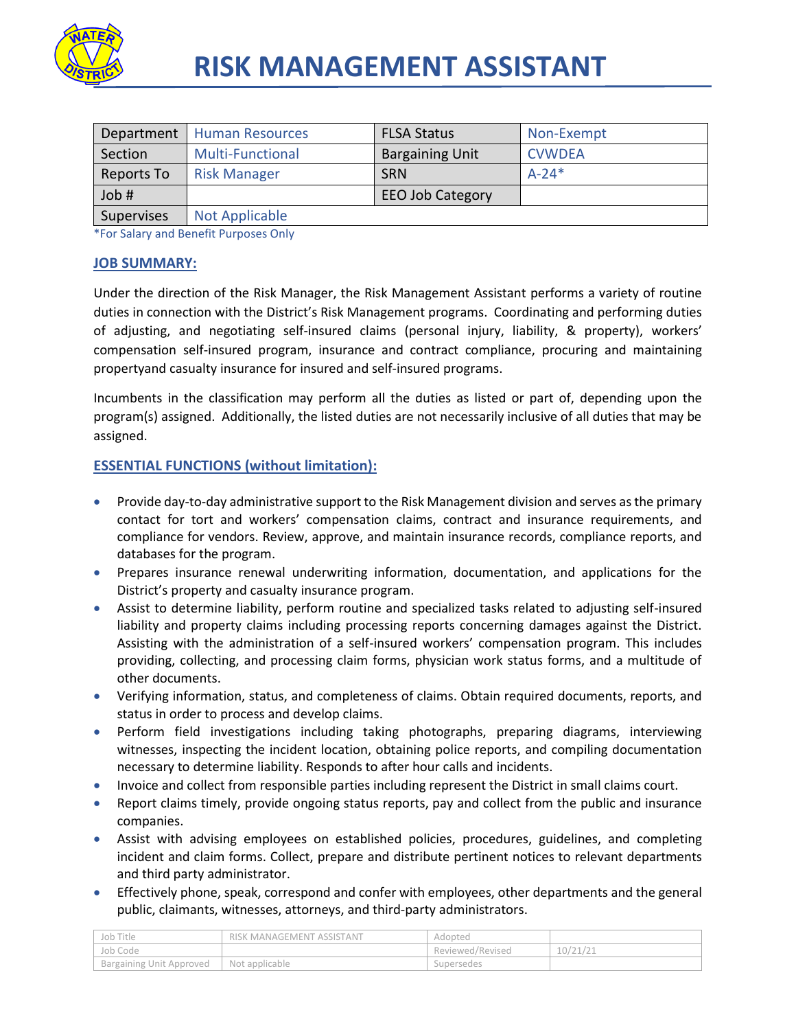# RISK MANAGEMENT ASSISTANT

| Department | Human Resources | FLSA Status | Non-Exempt |
|---|---|---|---|
| Section | Multi-Functional | Bargaining Unit | CVWDEA |
| Reports To | Risk Manager | SRN | A-24* |
| Job # | | EEO Job Category | |
| Supervises | Not Applicable | | |

*For Salary and Benefit Purposes Only

## JOB SUMMARY:

Under the direction of the Risk Manager, the Risk Management Assistant performs a variety of routine duties in connection with the District's Risk Management programs. Coordinating and performing duties of adjusting, and negotiating self-insured claims (personal injury, liability, & property), workers' compensation self-insured program, insurance and contract compliance, procuring and maintaining propertyand casualty insurance for insured and self-insured programs.

Incumbents in the classification may perform all the duties as listed or part of, depending upon the program(s) assigned. Additionally, the listed duties are not necessarily inclusive of all duties that may be assigned.

## ESSENTIAL FUNCTIONS (without limitation):

- Provide day-to-day administrative support to the Risk Management division and serves as the primary contact for tort and workers' compensation claims, contract and insurance requirements, and compliance for vendors. Review, approve, and maintain insurance records, compliance reports, and databases for the program.
- Prepares insurance renewal underwriting information, documentation, and applications for the District's property and casualty insurance program.
- Assist to determine liability, perform routine and specialized tasks related to adjusting self-insured liability and property claims including processing reports concerning damages against the District. Assisting with the administration of a self-insured workers' compensation program. This includes providing, collecting, and processing claim forms, physician work status forms, and a multitude of other documents.
- Verifying information, status, and completeness of claims. Obtain required documents, reports, and status in order to process and develop claims.
- Perform field investigations including taking photographs, preparing diagrams, interviewing witnesses, inspecting the incident location, obtaining police reports, and compiling documentation necessary to determine liability. Responds to after hour calls and incidents.
- Invoice and collect from responsible parties including represent the District in small claims court.
- Report claims timely, provide ongoing status reports, pay and collect from the public and insurance companies.
- Assist with advising employees on established policies, procedures, guidelines, and completing incident and claim forms. Collect, prepare and distribute pertinent notices to relevant departments and third party administrator.
- Effectively phone, speak, correspond and confer with employees, other departments and the general public, claimants, witnesses, attorneys, and third-party administrators.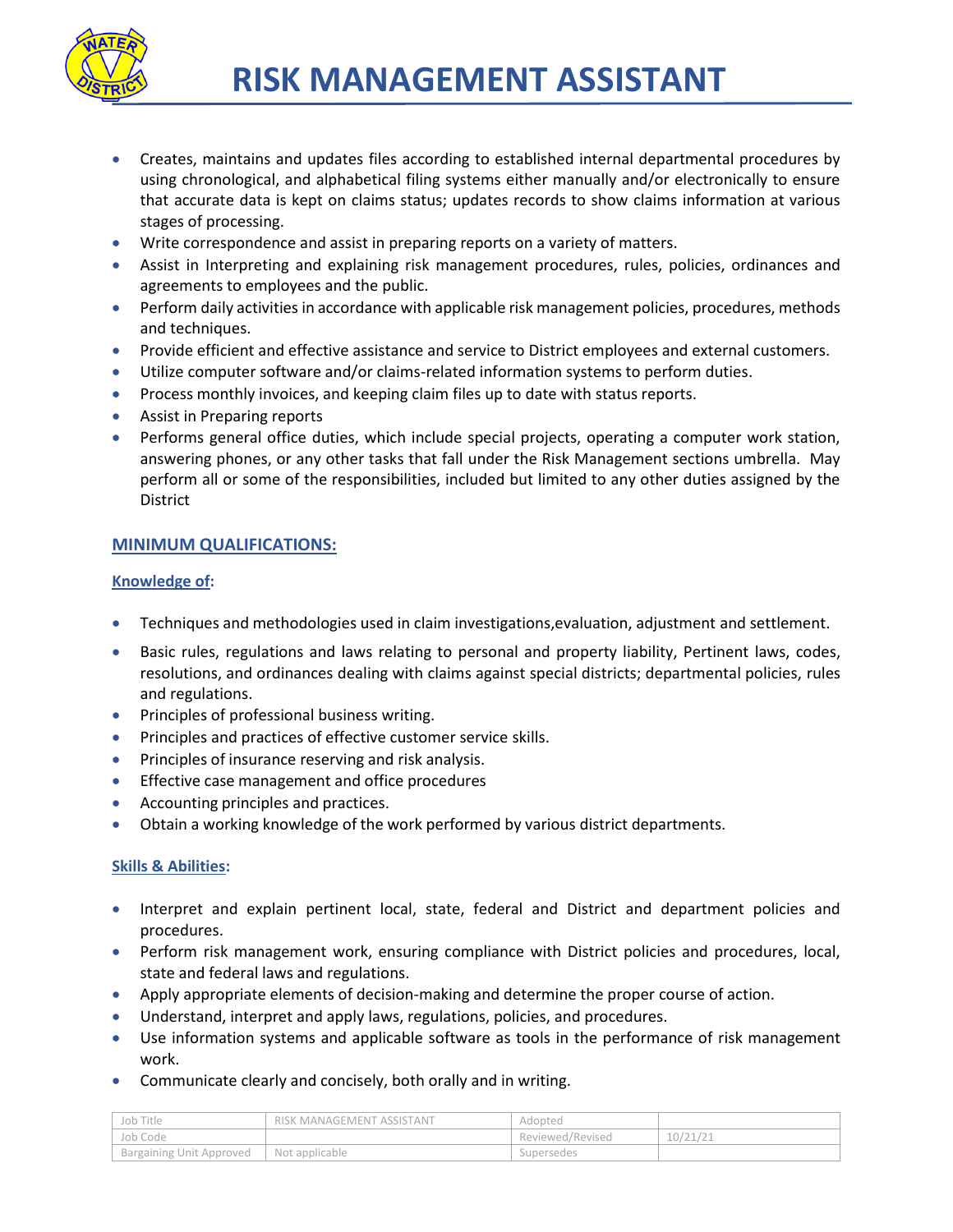# RISK MANAGEMENT ASSISTANT

- Creates, maintains and updates files according to established internal departmental procedures by using chronological, and alphabetical filing systems either manually and/or electronically to ensure that accurate data is kept on claims status; updates records to show claims information at various stages of processing.
- Write correspondence and assist in preparing reports on a variety of matters.
- Assist in Interpreting and explaining risk management procedures, rules, policies, ordinances and agreements to employees and the public.
- Perform daily activities in accordance with applicable risk management policies, procedures, methods and techniques.
- Provide efficient and effective assistance and service to District employees and external customers.
- Utilize computer software and/or claims-related information systems to perform duties.
- Process monthly invoices, and keeping claim files up to date with status reports.
- Assist in Preparing reports
- Performs general office duties, which include special projects, operating a computer work station, answering phones, or any other tasks that fall under the Risk Management sections umbrella. May perform all or some of the responsibilities, included but limited to any other duties assigned by the District

## MINIMUM QUALIFICATIONS:

### Knowledge of:

- Techniques and methodologies used in claim investigations,evaluation, adjustment and settlement.
- Basic rules, regulations and laws relating to personal and property liability, Pertinent laws, codes, resolutions, and ordinances dealing with claims against special districts; departmental policies, rules and regulations.
- Principles of professional business writing.
- Principles and practices of effective customer service skills.
- Principles of insurance reserving and risk analysis.
- Effective case management and office procedures
- Accounting principles and practices.
- Obtain a working knowledge of the work performed by various district departments.

### Skills & Abilities:

- Interpret and explain pertinent local, state, federal and District and department policies and procedures.
- Perform risk management work, ensuring compliance with District policies and procedures, local, state and federal laws and regulations.
- Apply appropriate elements of decision-making and determine the proper course of action.
- Understand, interpret and apply laws, regulations, policies, and procedures.
- Use information systems and applicable software as tools in the performance of risk management work.
- Communicate clearly and concisely, both orally and in writing.

| Job Title | RISK MANAGEMENT ASSISTANT | Adopted | |
|---|---|---|---|
| Job Code | | Reviewed/Revised | 10/21/21 |
| Bargaining Unit Approved | Not applicable | Supersedes | |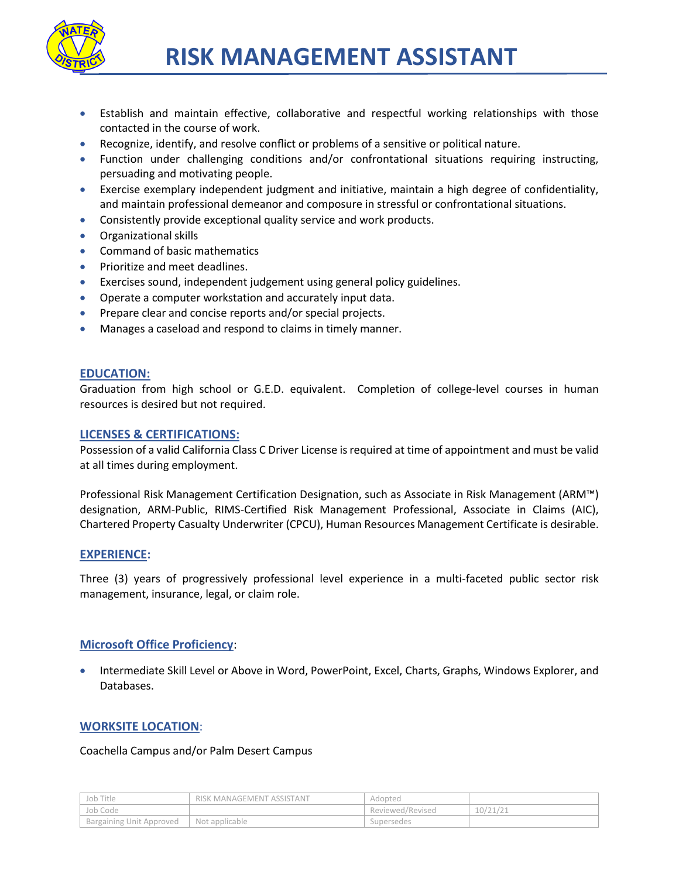- Establish and maintain effective, collaborative and respectful working relationships with those contacted in the course of work.
- Recognize, identify, and resolve conflict or problems of a sensitive or political nature.
- Function under challenging conditions and/or confrontational situations requiring instructing, persuading and motivating people.
- Exercise exemplary independent judgment and initiative, maintain a high degree of confidentiality, and maintain professional demeanor and composure in stressful or confrontational situations.
- Consistently provide exceptional quality service and work products.
- Organizational skills
- Command of basic mathematics
- Prioritize and meet deadlines.
- Exercises sound, independent judgement using general policy guidelines.
- Operate a computer workstation and accurately input data.
- Prepare clear and concise reports and/or special projects.
- Manages a caseload and respond to claims in timely manner.

## EDUCATION:

Graduation from high school or G.E.D. equivalent. Completion of college-level courses in human resources is desired but not required.

## LICENSES & CERTIFICATIONS:

Possession of a valid California Class C Driver License is required at time of appointment and must be valid at all times during employment.

Professional Risk Management Certification Designation, such as Associate in Risk Management (ARM™) designation, ARM-Public, RIMS-Certified Risk Management Professional, Associate in Claims (AIC), Chartered Property Casualty Underwriter (CPCU), Human Resources Management Certificate is desirable.

## EXPERIENCE:

Three (3) years of progressively professional level experience in a multi-faceted public sector risk management, insurance, legal, or claim role.

## Microsoft Office Proficiency:

- Intermediate Skill Level or Above in Word, PowerPoint, Excel, Charts, Graphs, Windows Explorer, and Databases.

## WORKSITE LOCATION:

Coachella Campus and/or Palm Desert Campus

| Job Title | RISK MANAGEMENT ASSISTANT | Adopted | |
|---|---|---|---|
| Job Code | | Reviewed/Revised | 10/21/21 |
| Bargaining Unit Approved | Not applicable | Supersedes | |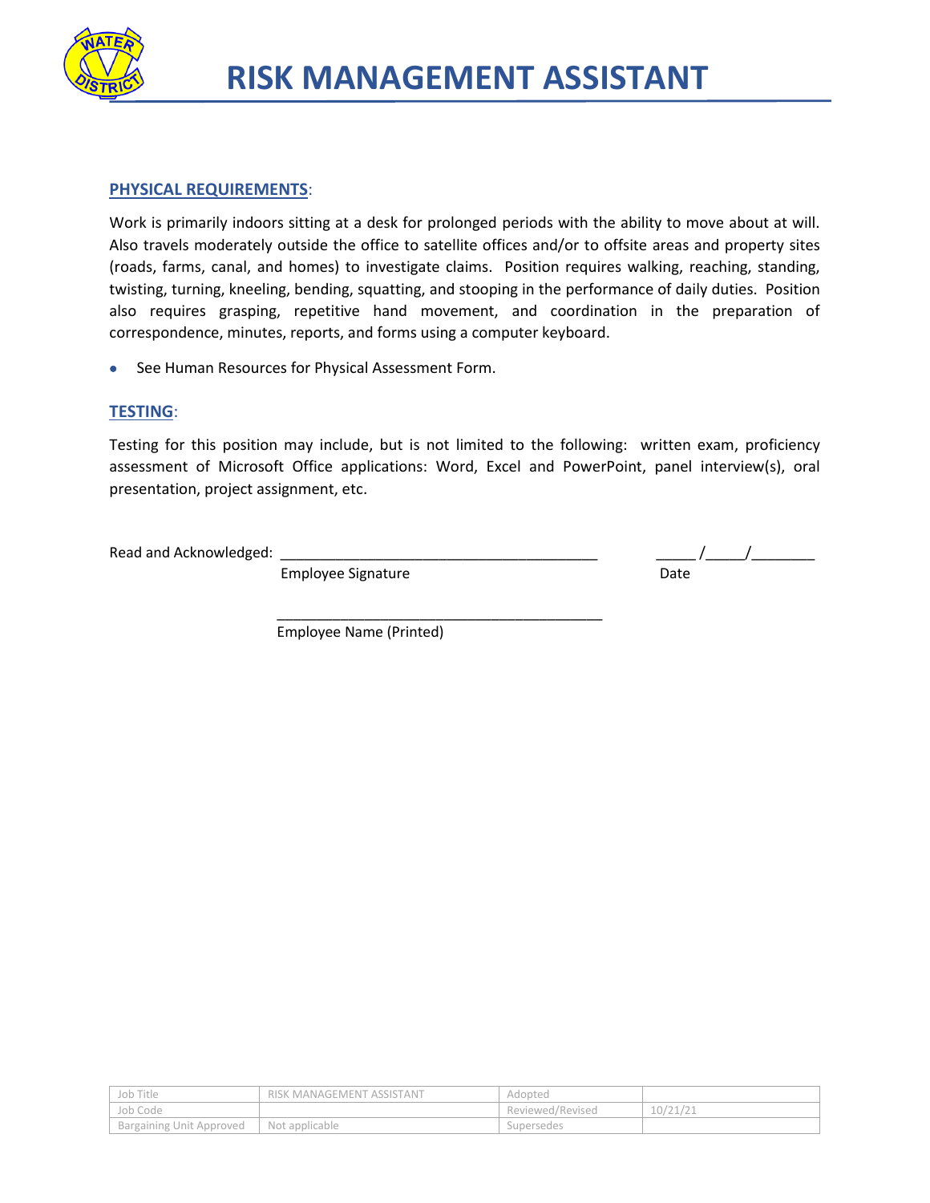# RISK MANAGEMENT ASSISTANT

## PHYSICAL REQUIREMENTS:

Work is primarily indoors sitting at a desk for prolonged periods with the ability to move about at will. Also travels moderately outside the office to satellite offices and/or to offsite areas and property sites (roads, farms, canal, and homes) to investigate claims. Position requires walking, reaching, standing, twisting, turning, kneeling, bending, squatting, and stooping in the performance of daily duties. Position also requires grasping, repetitive hand movement, and coordination in the preparation of correspondence, minutes, reports, and forms using a computer keyboard.

- See Human Resources for Physical Assessment Form.

## TESTING:

Testing for this position may include, but is not limited to the following: written exam, proficiency assessment of Microsoft Office applications: Word, Excel and PowerPoint, panel interview(s), oral presentation, project assignment, etc.

Read and Acknowledged: ________________________________________ _____/_____/________

Employee Signature Date

________________________________________

Employee Name (Printed)

| | | | |
|---|---|---|---|
| Job Title | RISK MANAGEMENT ASSISTANT | Adopted | |
| Job Code | | Reviewed/Revised | 10/21/21 |
| Bargaining Unit Approved | Not applicable | Supersedes | |